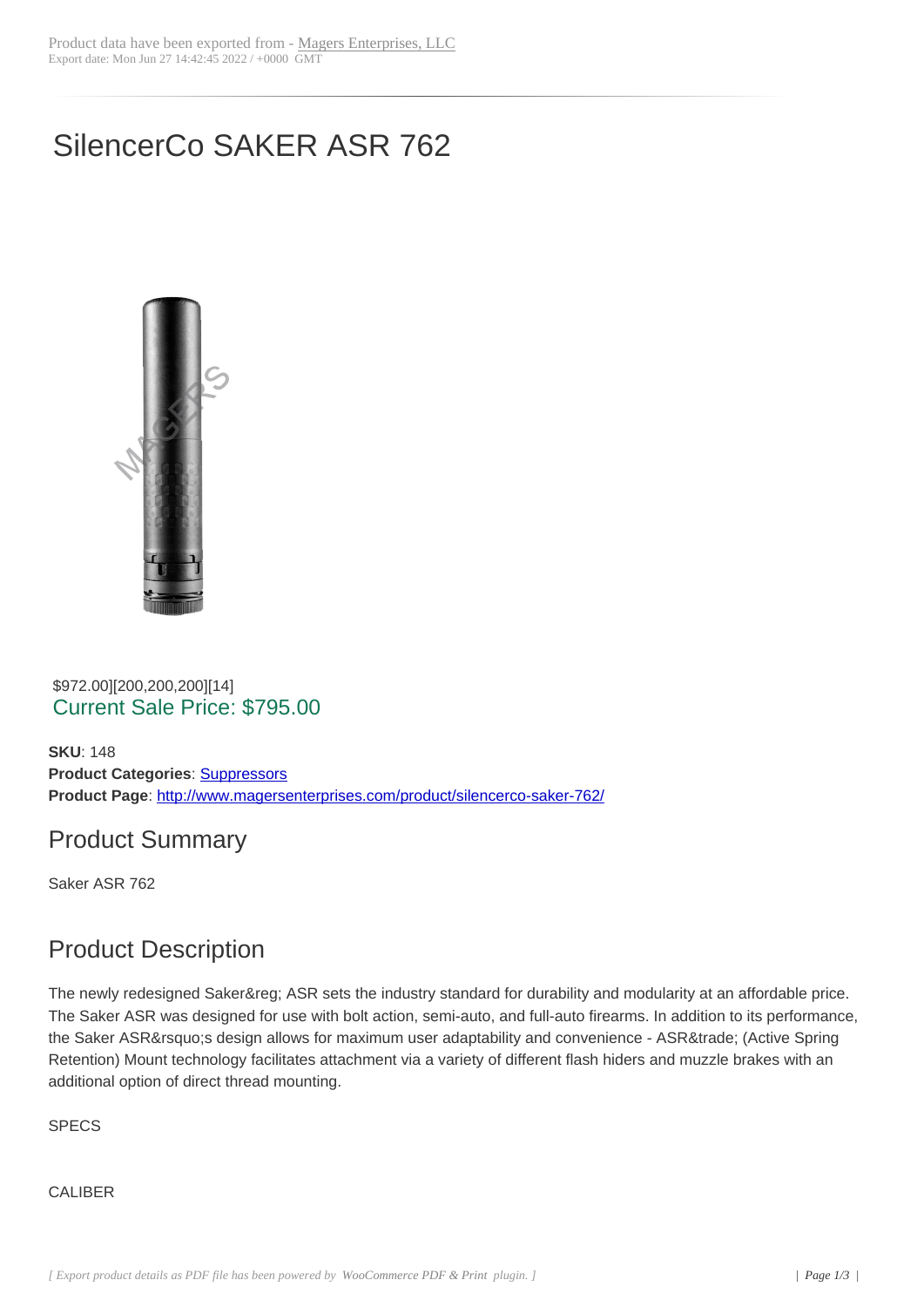# SilencerCo SAKER ASR 762

$972.00][200,200,200][14]
Current Sale Price: $795.00

**SKU**: 148
**Product Categories**: Suppressors
**Product Page**: http://www.magersenterprises.com/product/silencerco-saker-762/

## Product Summary

Saker ASR 762

## Product Description

The newly redesigned Saker&reg; ASR sets the industry standard for durability and modularity at an affordable price. The Saker ASR was designed for use with bolt action, semi-auto, and full-auto firearms. In addition to its performance, the Saker ASR&rsquo;s design allows for maximum user adaptability and convenience - ASR&trade; (Active Spring Retention) Mount technology facilitates attachment via a variety of different flash hiders and muzzle brakes with an additional option of direct thread mounting.

SPECS

CALIBER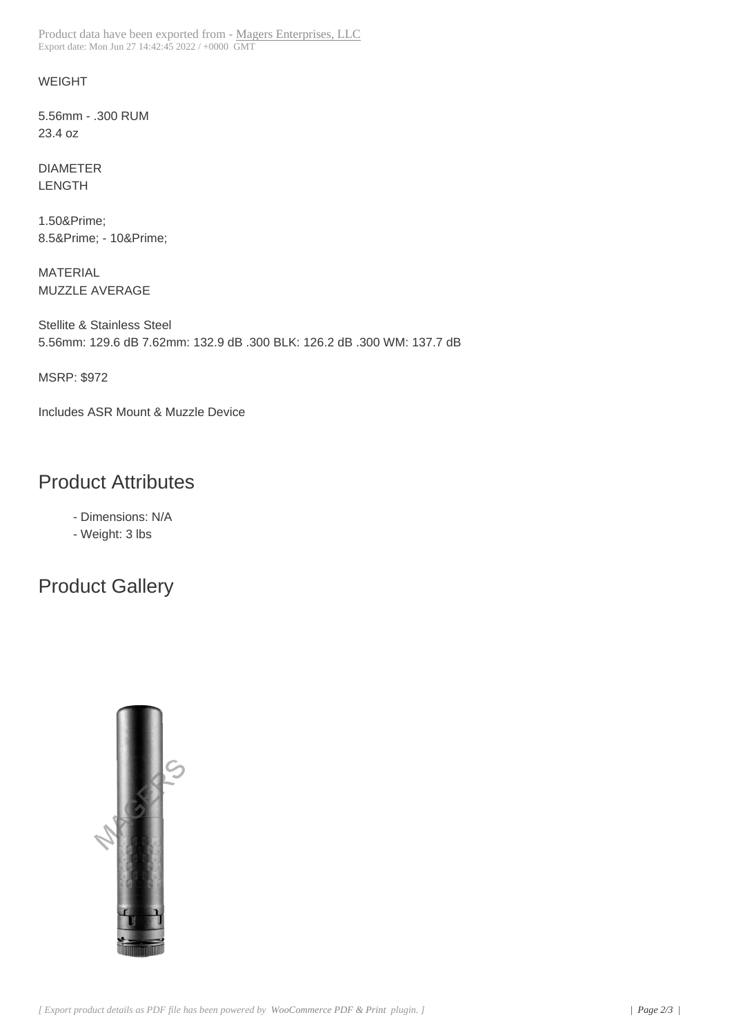WEIGHT

5.56mm - .300 RUM
23.4 oz

DIAMETER
LENGTH

1.50&Prime;
8.5&Prime; - 10&Prime;

MATERIAL
MUZZLE AVERAGE

Stellite & Stainless Steel
5.56mm: 129.6 dB 7.62mm: 132.9 dB .300 BLK: 126.2 dB .300 WM: 137.7 dB

MSRP: $972

Includes ASR Mount & Muzzle Device

## Product Attributes

- Dimensions: N/A
- Weight: 3 lbs

## Product Gallery